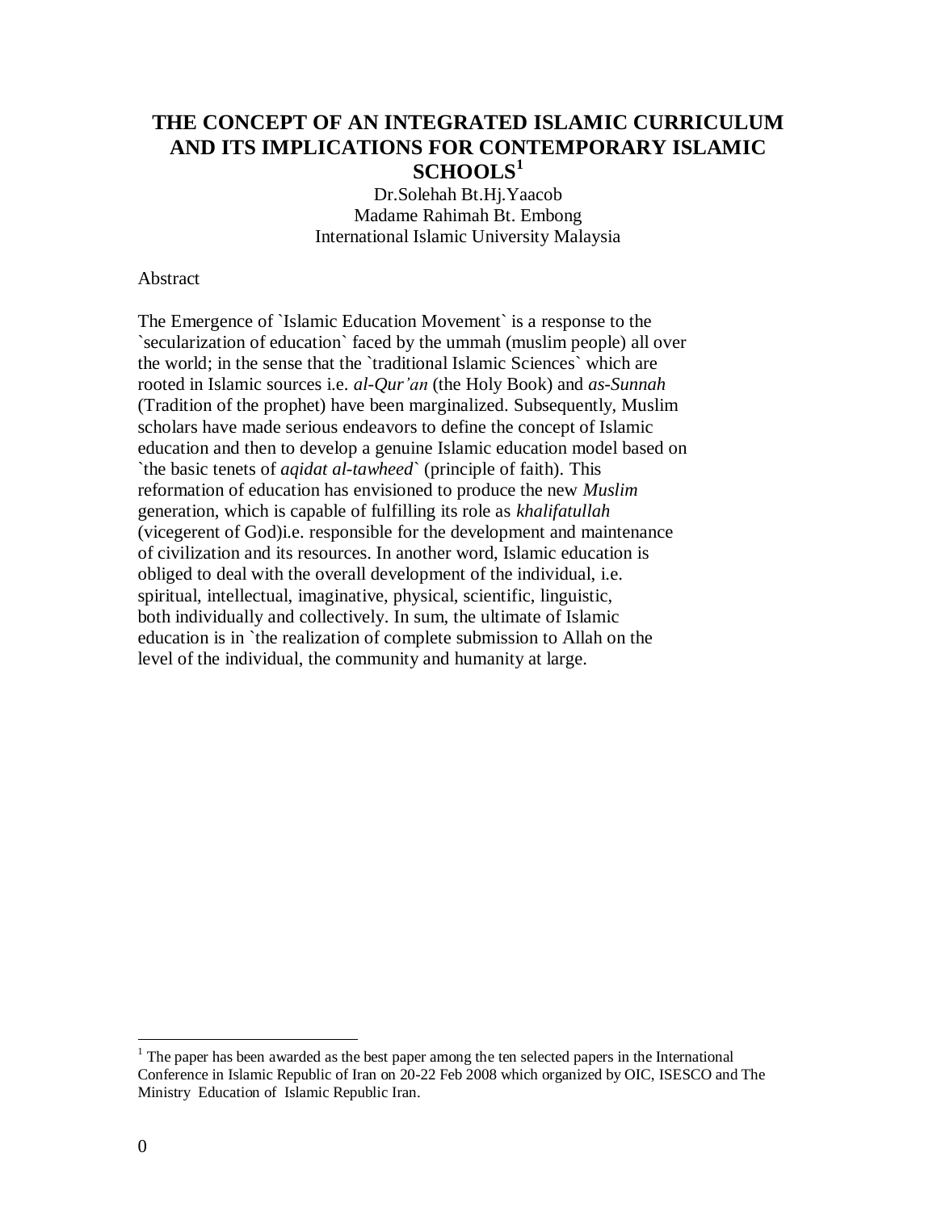# THE CONCEPT OF AN INTEGRATED ISLAMIC CURRICULUM AND ITS IMPLICATIONS FOR CONTEMPORARY ISLAMIC SCHOOLS[1]

Dr.Solehah Bt.Hj.Yaacob
Madame Rahimah Bt. Embong
International Islamic University Malaysia

Abstract

The Emergence of `Islamic Education Movement` is a response to the `secularization of education` faced by the ummah (muslim people) all over the world; in the sense that the `traditional Islamic Sciences` which are rooted in Islamic sources i.e. *al-Qur'an* (the Holy Book) and *as-Sunnah* (Tradition of the prophet) have been marginalized. Subsequently, Muslim scholars have made serious endeavors to define the concept of Islamic education and then to develop a genuine Islamic education model based on `the basic tenets of *aqidat al-tawheed*` (principle of faith). This reformation of education has envisioned to produce the new *Muslim* generation, which is capable of fulfilling its role as *khalifatullah* (vicegerent of God)i.e. responsible for the development and maintenance of civilization and its resources. In another word, Islamic education is obliged to deal with the overall development of the individual, i.e. spiritual, intellectual, imaginative, physical, scientific, linguistic, both individually and collectively. In sum, the ultimate of Islamic education is in `the realization of complete submission to Allah on the level of the individual, the community and humanity at large.

---

[1] The paper has been awarded as the best paper among the ten selected papers in the International Conference in Islamic Republic of Iran on 20-22 Feb 2008 which organized by OIC, ISESCO and The Ministry Education of Islamic Republic Iran.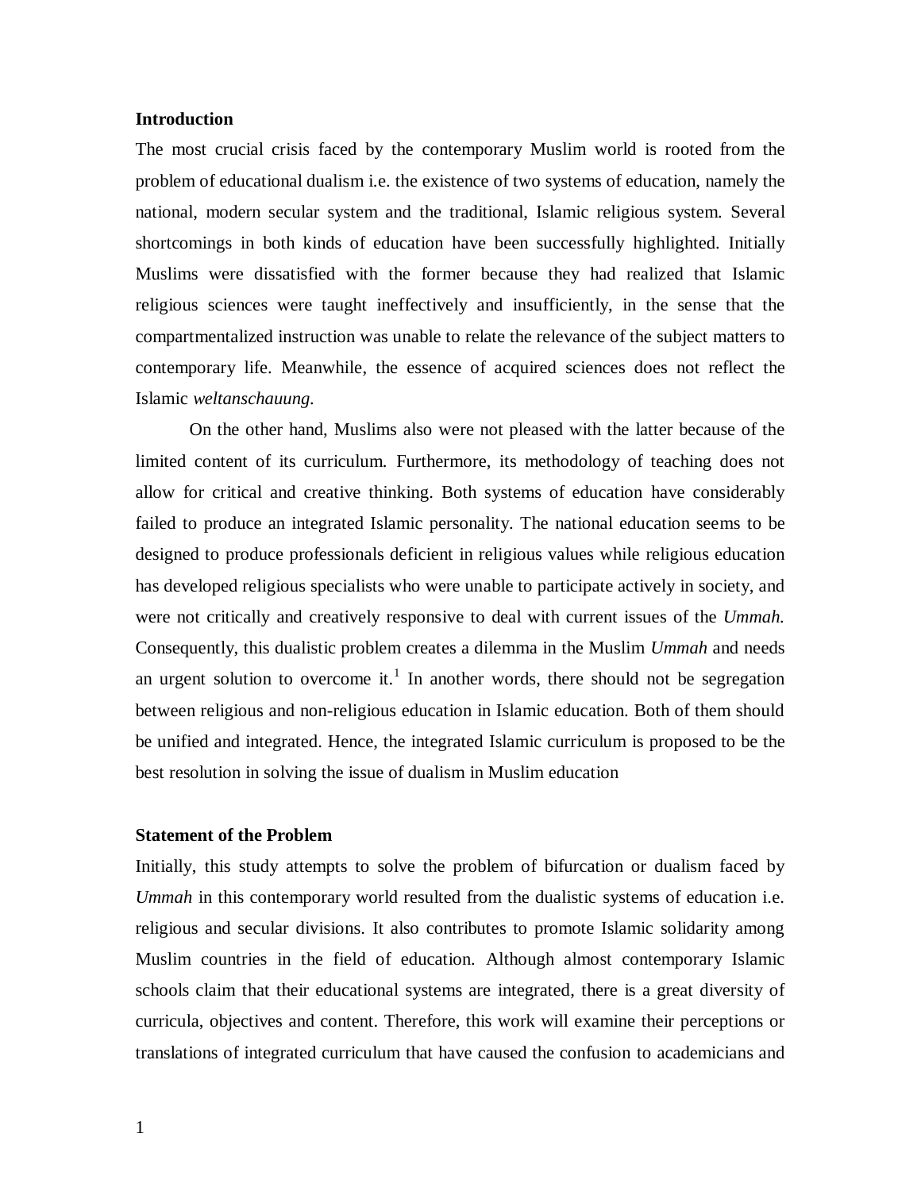## Introduction

The most crucial crisis faced by the contemporary Muslim world is rooted from the problem of educational dualism i.e. the existence of two systems of education, namely the national, modern secular system and the traditional, Islamic religious system. Several shortcomings in both kinds of education have been successfully highlighted. Initially Muslims were dissatisfied with the former because they had realized that Islamic religious sciences were taught ineffectively and insufficiently, in the sense that the compartmentalized instruction was unable to relate the relevance of the subject matters to contemporary life. Meanwhile, the essence of acquired sciences does not reflect the Islamic *weltanschauung.*

On the other hand, Muslims also were not pleased with the latter because of the limited content of its curriculum. Furthermore, its methodology of teaching does not allow for critical and creative thinking. Both systems of education have considerably failed to produce an integrated Islamic personality. The national education seems to be designed to produce professionals deficient in religious values while religious education has developed religious specialists who were unable to participate actively in society, and were not critically and creatively responsive to deal with current issues of the *Ummah.* Consequently, this dualistic problem creates a dilemma in the Muslim *Ummah* and needs an urgent solution to overcome it.[1] In another words, there should not be segregation between religious and non-religious education in Islamic education. Both of them should be unified and integrated. Hence, the integrated Islamic curriculum is proposed to be the best resolution in solving the issue of dualism in Muslim education

## Statement of the Problem

Initially, this study attempts to solve the problem of bifurcation or dualism faced by *Ummah* in this contemporary world resulted from the dualistic systems of education i.e. religious and secular divisions. It also contributes to promote Islamic solidarity among Muslim countries in the field of education. Although almost contemporary Islamic schools claim that their educational systems are integrated, there is a great diversity of curricula, objectives and content. Therefore, this work will examine their perceptions or translations of integrated curriculum that have caused the confusion to academicians and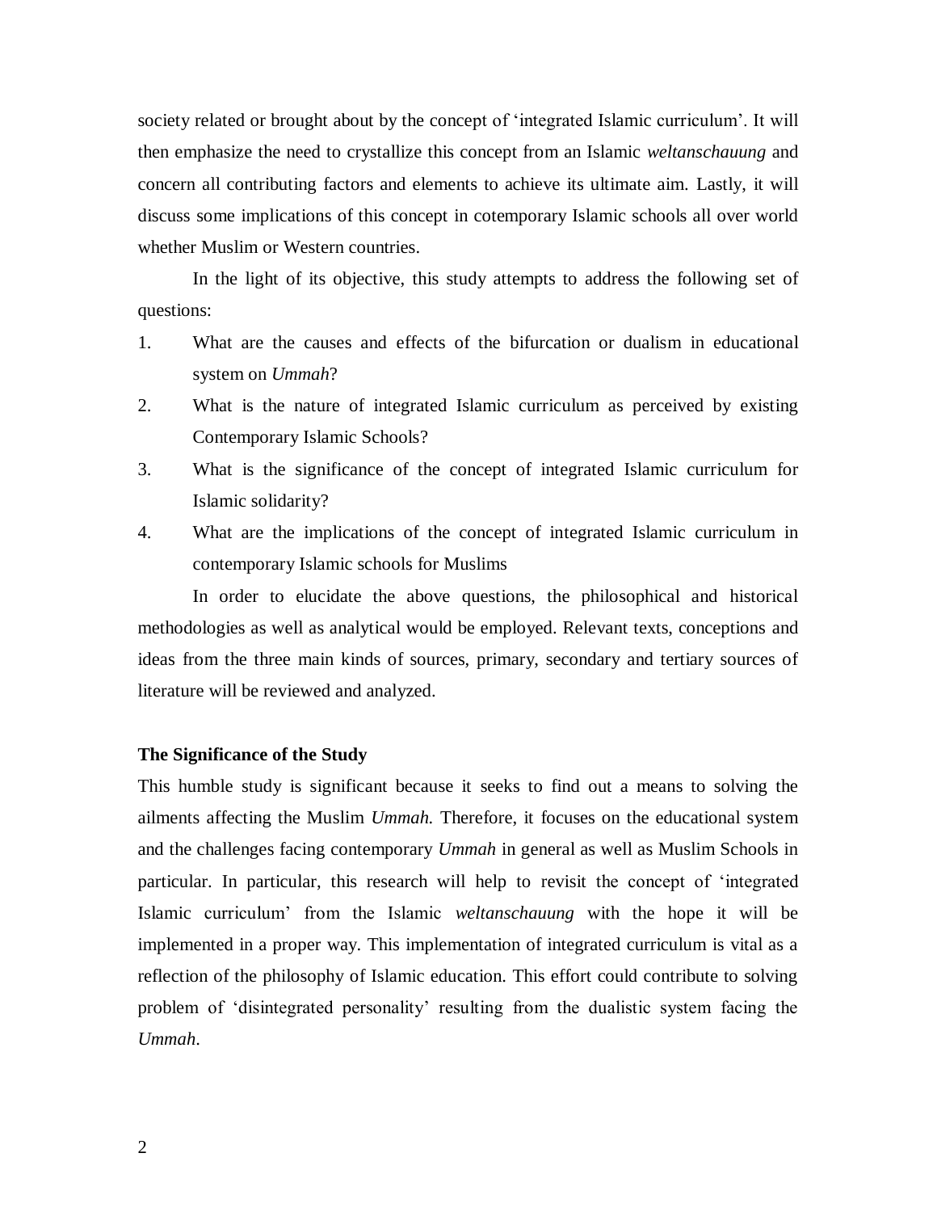society related or brought about by the concept of 'integrated Islamic curriculum'. It will then emphasize the need to crystallize this concept from an Islamic *weltanschauung* and concern all contributing factors and elements to achieve its ultimate aim. Lastly, it will discuss some implications of this concept in cotemporary Islamic schools all over world whether Muslim or Western countries.

In the light of its objective, this study attempts to address the following set of questions:

1. What are the causes and effects of the bifurcation or dualism in educational system on *Ummah*?
2. What is the nature of integrated Islamic curriculum as perceived by existing Contemporary Islamic Schools?
3. What is the significance of the concept of integrated Islamic curriculum for Islamic solidarity?
4. What are the implications of the concept of integrated Islamic curriculum in contemporary Islamic schools for Muslims

In order to elucidate the above questions, the philosophical and historical methodologies as well as analytical would be employed. Relevant texts, conceptions and ideas from the three main kinds of sources, primary, secondary and tertiary sources of literature will be reviewed and analyzed.

**The Significance of the Study**

This humble study is significant because it seeks to find out a means to solving the ailments affecting the Muslim *Ummah.* Therefore, it focuses on the educational system and the challenges facing contemporary *Ummah* in general as well as Muslim Schools in particular. In particular, this research will help to revisit the concept of 'integrated Islamic curriculum' from the Islamic *weltanschauung* with the hope it will be implemented in a proper way. This implementation of integrated curriculum is vital as a reflection of the philosophy of Islamic education. This effort could contribute to solving problem of 'disintegrated personality' resulting from the dualistic system facing the *Ummah*.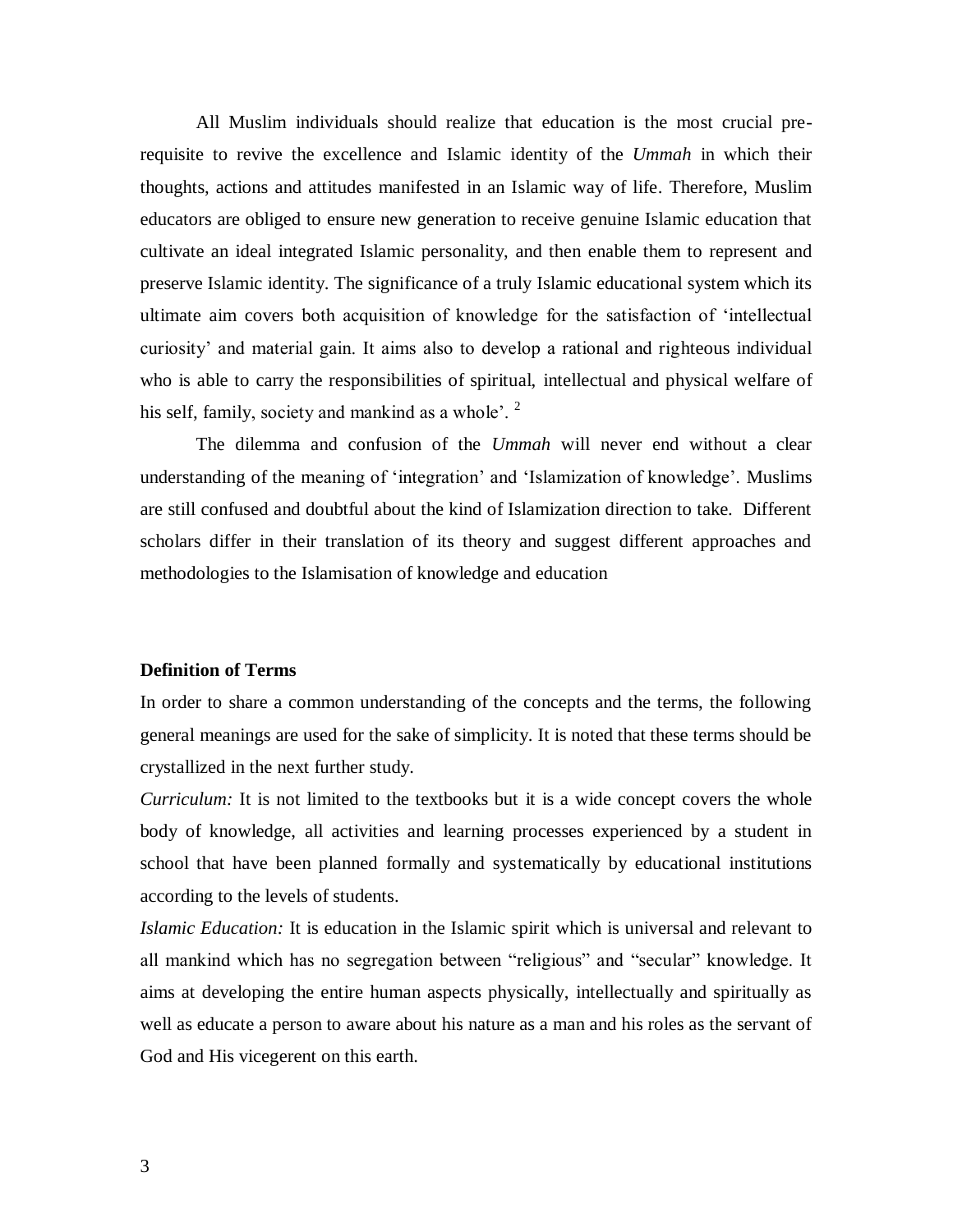All Muslim individuals should realize that education is the most crucial pre-requisite to revive the excellence and Islamic identity of the *Ummah* in which their thoughts, actions and attitudes manifested in an Islamic way of life. Therefore, Muslim educators are obliged to ensure new generation to receive genuine Islamic education that cultivate an ideal integrated Islamic personality, and then enable them to represent and preserve Islamic identity. The significance of a truly Islamic educational system which its ultimate aim covers both acquisition of knowledge for the satisfaction of 'intellectual curiosity' and material gain. It aims also to develop a rational and righteous individual who is able to carry the responsibilities of spiritual, intellectual and physical welfare of his self, family, society and mankind as a whole'. [2]

The dilemma and confusion of the *Ummah* will never end without a clear understanding of the meaning of 'integration' and 'Islamization of knowledge'. Muslims are still confused and doubtful about the kind of Islamization direction to take. Different scholars differ in their translation of its theory and suggest different approaches and methodologies to the Islamisation of knowledge and education

### Definition of Terms

In order to share a common understanding of the concepts and the terms, the following general meanings are used for the sake of simplicity. It is noted that these terms should be crystallized in the next further study.

*Curriculum:* It is not limited to the textbooks but it is a wide concept covers the whole body of knowledge, all activities and learning processes experienced by a student in school that have been planned formally and systematically by educational institutions according to the levels of students.

*Islamic Education:* It is education in the Islamic spirit which is universal and relevant to all mankind which has no segregation between "religious" and "secular" knowledge. It aims at developing the entire human aspects physically, intellectually and spiritually as well as educate a person to aware about his nature as a man and his roles as the servant of God and His vicegerent on this earth.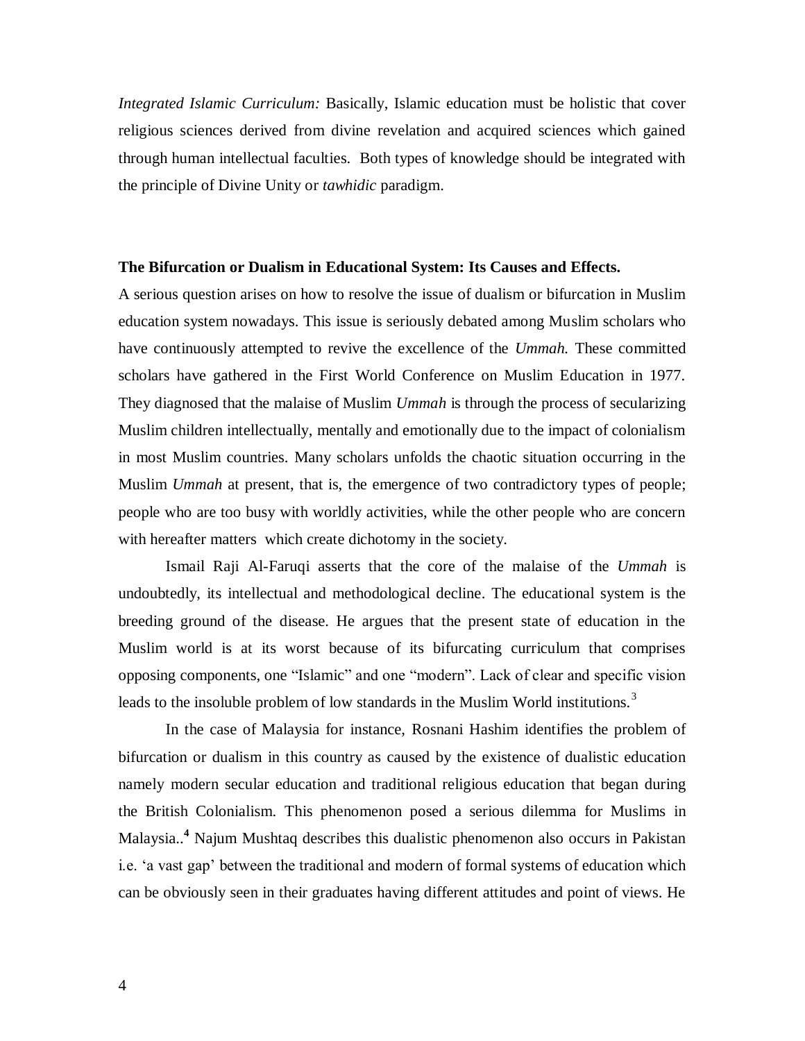*Integrated Islamic Curriculum:* Basically, Islamic education must be holistic that cover religious sciences derived from divine revelation and acquired sciences which gained through human intellectual faculties. Both types of knowledge should be integrated with the principle of Divine Unity or *tawhidic* paradigm.

**The Bifurcation or Dualism in Educational System: Its Causes and Effects.**

A serious question arises on how to resolve the issue of dualism or bifurcation in Muslim education system nowadays. This issue is seriously debated among Muslim scholars who have continuously attempted to revive the excellence of the *Ummah.* These committed scholars have gathered in the First World Conference on Muslim Education in 1977. They diagnosed that the malaise of Muslim *Ummah* is through the process of secularizing Muslim children intellectually, mentally and emotionally due to the impact of colonialism in most Muslim countries. Many scholars unfolds the chaotic situation occurring in the Muslim *Ummah* at present, that is, the emergence of two contradictory types of people; people who are too busy with worldly activities, while the other people who are concern with hereafter matters which create dichotomy in the society.

Ismail Raji Al-Faruqi asserts that the core of the malaise of the *Ummah* is undoubtedly, its intellectual and methodological decline. The educational system is the breeding ground of the disease. He argues that the present state of education in the Muslim world is at its worst because of its bifurcating curriculum that comprises opposing components, one "Islamic" and one "modern". Lack of clear and specific vision leads to the insoluble problem of low standards in the Muslim World institutions.[3]

In the case of Malaysia for instance, Rosnani Hashim identifies the problem of bifurcation or dualism in this country as caused by the existence of dualistic education namely modern secular education and traditional religious education that began during the British Colonialism. This phenomenon posed a serious dilemma for Muslims in Malaysia..[4] Najum Mushtaq describes this dualistic phenomenon also occurs in Pakistan i.e. 'a vast gap' between the traditional and modern of formal systems of education which can be obviously seen in their graduates having different attitudes and point of views. He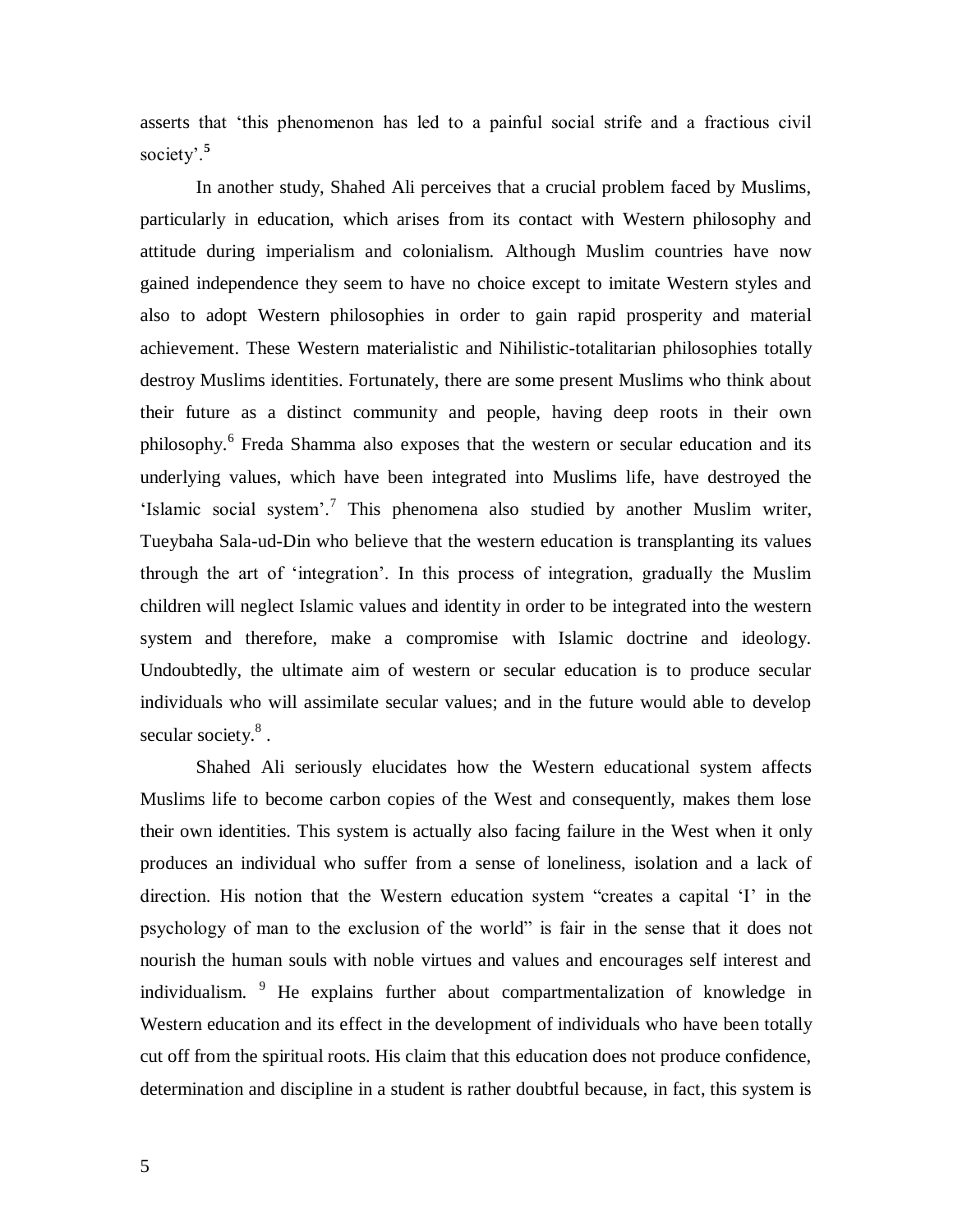asserts that 'this phenomenon has led to a painful social strife and a fractious civil society'.[5]

In another study, Shahed Ali perceives that a crucial problem faced by Muslims, particularly in education, which arises from its contact with Western philosophy and attitude during imperialism and colonialism. Although Muslim countries have now gained independence they seem to have no choice except to imitate Western styles and also to adopt Western philosophies in order to gain rapid prosperity and material achievement. These Western materialistic and Nihilistic-totalitarian philosophies totally destroy Muslims identities. Fortunately, there are some present Muslims who think about their future as a distinct community and people, having deep roots in their own philosophy.[6] Freda Shamma also exposes that the western or secular education and its underlying values, which have been integrated into Muslims life, have destroyed the 'Islamic social system'.[7] This phenomena also studied by another Muslim writer, Tueybaha Sala-ud-Din who believe that the western education is transplanting its values through the art of 'integration'. In this process of integration, gradually the Muslim children will neglect Islamic values and identity in order to be integrated into the western system and therefore, make a compromise with Islamic doctrine and ideology. Undoubtedly, the ultimate aim of western or secular education is to produce secular individuals who will assimilate secular values; and in the future would able to develop secular society.[8] .

Shahed Ali seriously elucidates how the Western educational system affects Muslims life to become carbon copies of the West and consequently, makes them lose their own identities. This system is actually also facing failure in the West when it only produces an individual who suffer from a sense of loneliness, isolation and a lack of direction. His notion that the Western education system "creates a capital 'I' in the psychology of man to the exclusion of the world" is fair in the sense that it does not nourish the human souls with noble virtues and values and encourages self interest and individualism. [9] He explains further about compartmentalization of knowledge in Western education and its effect in the development of individuals who have been totally cut off from the spiritual roots. His claim that this education does not produce confidence, determination and discipline in a student is rather doubtful because, in fact, this system is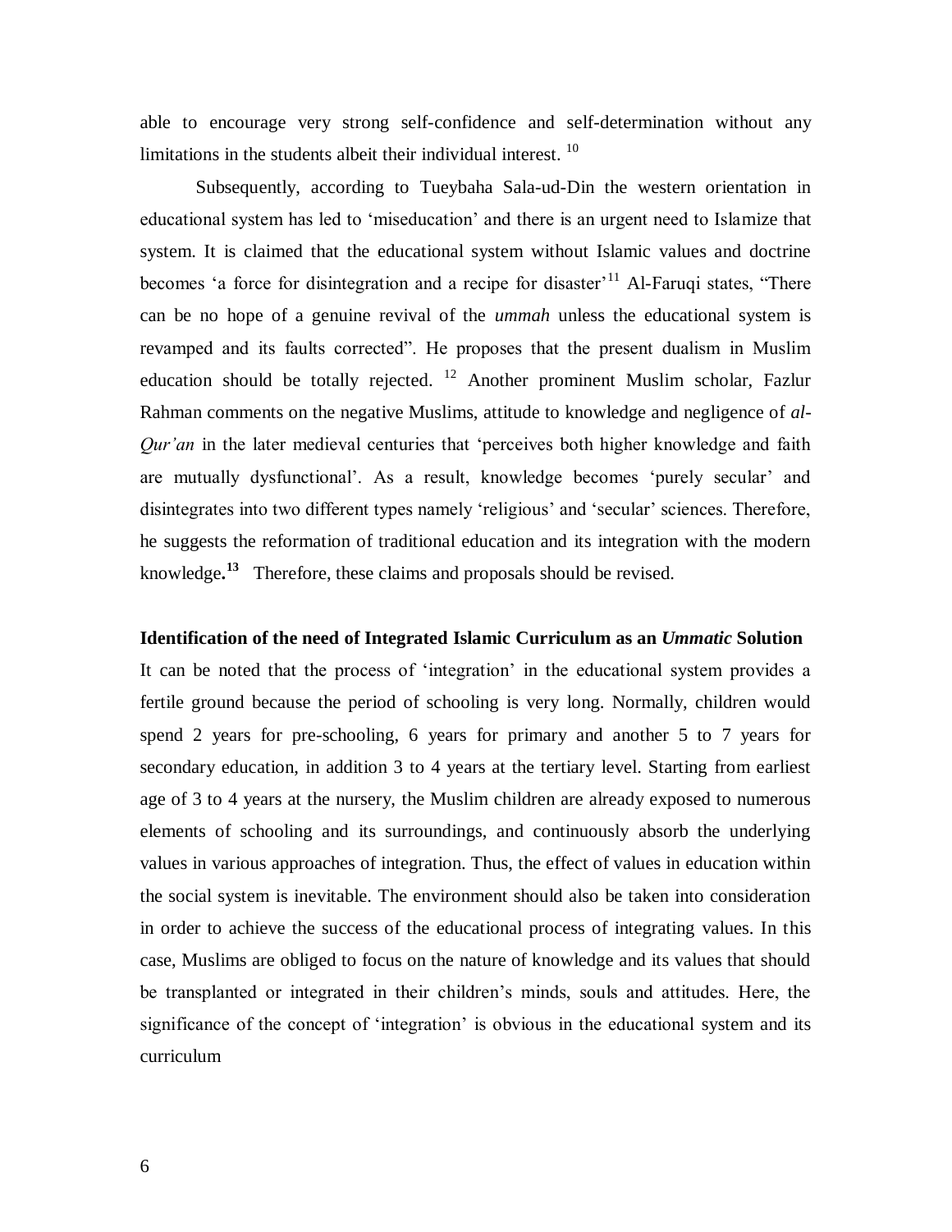able to encourage very strong self-confidence and self-determination without any limitations in the students albeit their individual interest. [10]

Subsequently, according to Tueybaha Sala-ud-Din the western orientation in educational system has led to 'miseducation' and there is an urgent need to Islamize that system. It is claimed that the educational system without Islamic values and doctrine becomes 'a force for disintegration and a recipe for disaster'[11] Al-Faruqi states, "There can be no hope of a genuine revival of the *ummah* unless the educational system is revamped and its faults corrected". He proposes that the present dualism in Muslim education should be totally rejected. [12] Another prominent Muslim scholar, Fazlur Rahman comments on the negative Muslims, attitude to knowledge and negligence of *al-Qur'an* in the later medieval centuries that 'perceives both higher knowledge and faith are mutually dysfunctional'. As a result, knowledge becomes 'purely secular' and disintegrates into two different types namely 'religious' and 'secular' sciences. Therefore, he suggests the reformation of traditional education and its integration with the modern knowledge**.**[13] Therefore, these claims and proposals should be revised.

**Identification of the need of Integrated Islamic Curriculum as an *Ummatic* Solution**

It can be noted that the process of 'integration' in the educational system provides a fertile ground because the period of schooling is very long. Normally, children would spend 2 years for pre-schooling, 6 years for primary and another 5 to 7 years for secondary education, in addition 3 to 4 years at the tertiary level. Starting from earliest age of 3 to 4 years at the nursery, the Muslim children are already exposed to numerous elements of schooling and its surroundings, and continuously absorb the underlying values in various approaches of integration. Thus, the effect of values in education within the social system is inevitable. The environment should also be taken into consideration in order to achieve the success of the educational process of integrating values. In this case, Muslims are obliged to focus on the nature of knowledge and its values that should be transplanted or integrated in their children's minds, souls and attitudes. Here, the significance of the concept of 'integration' is obvious in the educational system and its curriculum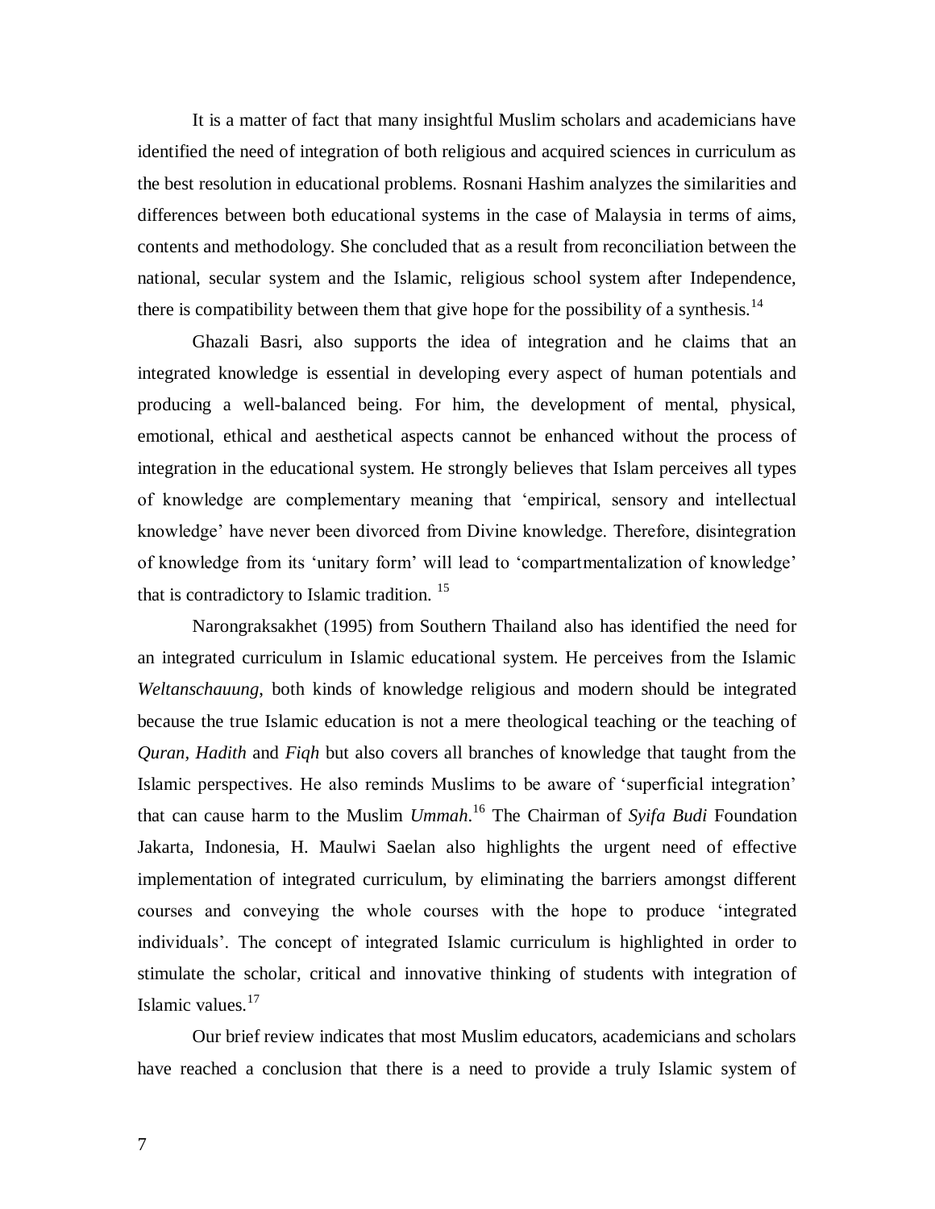It is a matter of fact that many insightful Muslim scholars and academicians have identified the need of integration of both religious and acquired sciences in curriculum as the best resolution in educational problems. Rosnani Hashim analyzes the similarities and differences between both educational systems in the case of Malaysia in terms of aims, contents and methodology. She concluded that as a result from reconciliation between the national, secular system and the Islamic, religious school system after Independence, there is compatibility between them that give hope for the possibility of a synthesis.[14]

Ghazali Basri, also supports the idea of integration and he claims that an integrated knowledge is essential in developing every aspect of human potentials and producing a well-balanced being. For him, the development of mental, physical, emotional, ethical and aesthetical aspects cannot be enhanced without the process of integration in the educational system. He strongly believes that Islam perceives all types of knowledge are complementary meaning that 'empirical, sensory and intellectual knowledge' have never been divorced from Divine knowledge. Therefore, disintegration of knowledge from its 'unitary form' will lead to 'compartmentalization of knowledge' that is contradictory to Islamic tradition. [15]

Narongraksakhet (1995) from Southern Thailand also has identified the need for an integrated curriculum in Islamic educational system. He perceives from the Islamic *Weltanschauung*, both kinds of knowledge religious and modern should be integrated because the true Islamic education is not a mere theological teaching or the teaching of *Quran, Hadith* and *Fiqh* but also covers all branches of knowledge that taught from the Islamic perspectives. He also reminds Muslims to be aware of 'superficial integration' that can cause harm to the Muslim *Ummah*.[16] The Chairman of *Syifa Budi* Foundation Jakarta, Indonesia, H. Maulwi Saelan also highlights the urgent need of effective implementation of integrated curriculum, by eliminating the barriers amongst different courses and conveying the whole courses with the hope to produce 'integrated individuals'. The concept of integrated Islamic curriculum is highlighted in order to stimulate the scholar, critical and innovative thinking of students with integration of Islamic values.[17]

Our brief review indicates that most Muslim educators, academicians and scholars have reached a conclusion that there is a need to provide a truly Islamic system of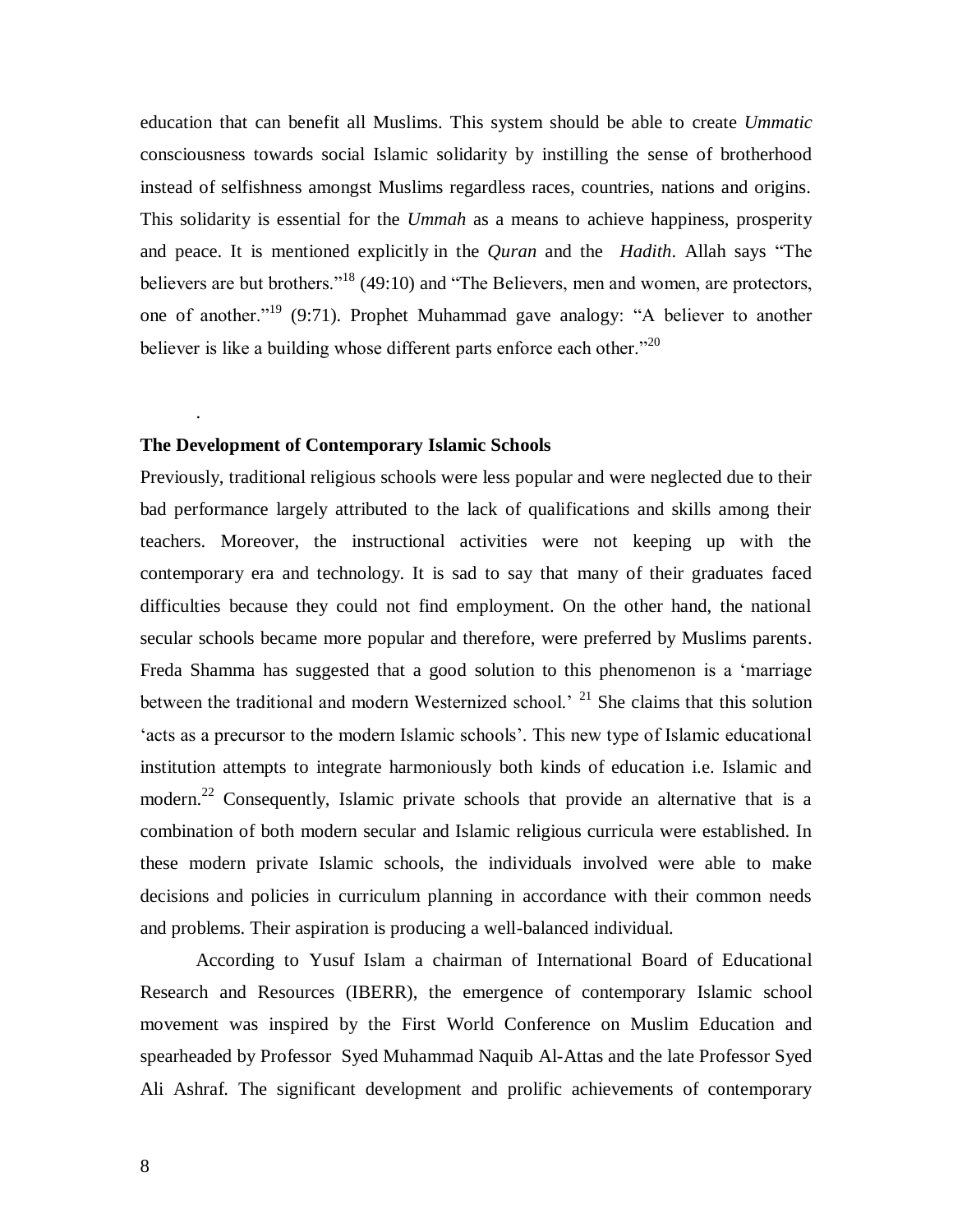education that can benefit all Muslims. This system should be able to create *Ummatic* consciousness towards social Islamic solidarity by instilling the sense of brotherhood instead of selfishness amongst Muslims regardless races, countries, nations and origins. This solidarity is essential for the *Ummah* as a means to achieve happiness, prosperity and peace. It is mentioned explicitly in the *Quran* and the *Hadith*. Allah says "The believers are but brothers."[18] (49:10) and "The Believers, men and women, are protectors, one of another."[19] (9:71). Prophet Muhammad gave analogy: "A believer to another believer is like a building whose different parts enforce each other."[20]

.

**The Development of Contemporary Islamic Schools**

Previously, traditional religious schools were less popular and were neglected due to their bad performance largely attributed to the lack of qualifications and skills among their teachers. Moreover, the instructional activities were not keeping up with the contemporary era and technology. It is sad to say that many of their graduates faced difficulties because they could not find employment. On the other hand, the national secular schools became more popular and therefore, were preferred by Muslims parents. Freda Shamma has suggested that a good solution to this phenomenon is a 'marriage between the traditional and modern Westernized school.' [21] She claims that this solution 'acts as a precursor to the modern Islamic schools'. This new type of Islamic educational institution attempts to integrate harmoniously both kinds of education i.e. Islamic and modern.[22] Consequently, Islamic private schools that provide an alternative that is a combination of both modern secular and Islamic religious curricula were established. In these modern private Islamic schools, the individuals involved were able to make decisions and policies in curriculum planning in accordance with their common needs and problems. Their aspiration is producing a well-balanced individual.

According to Yusuf Islam a chairman of International Board of Educational Research and Resources (IBERR), the emergence of contemporary Islamic school movement was inspired by the First World Conference on Muslim Education and spearheaded by Professor Syed Muhammad Naquib Al-Attas and the late Professor Syed Ali Ashraf. The significant development and prolific achievements of contemporary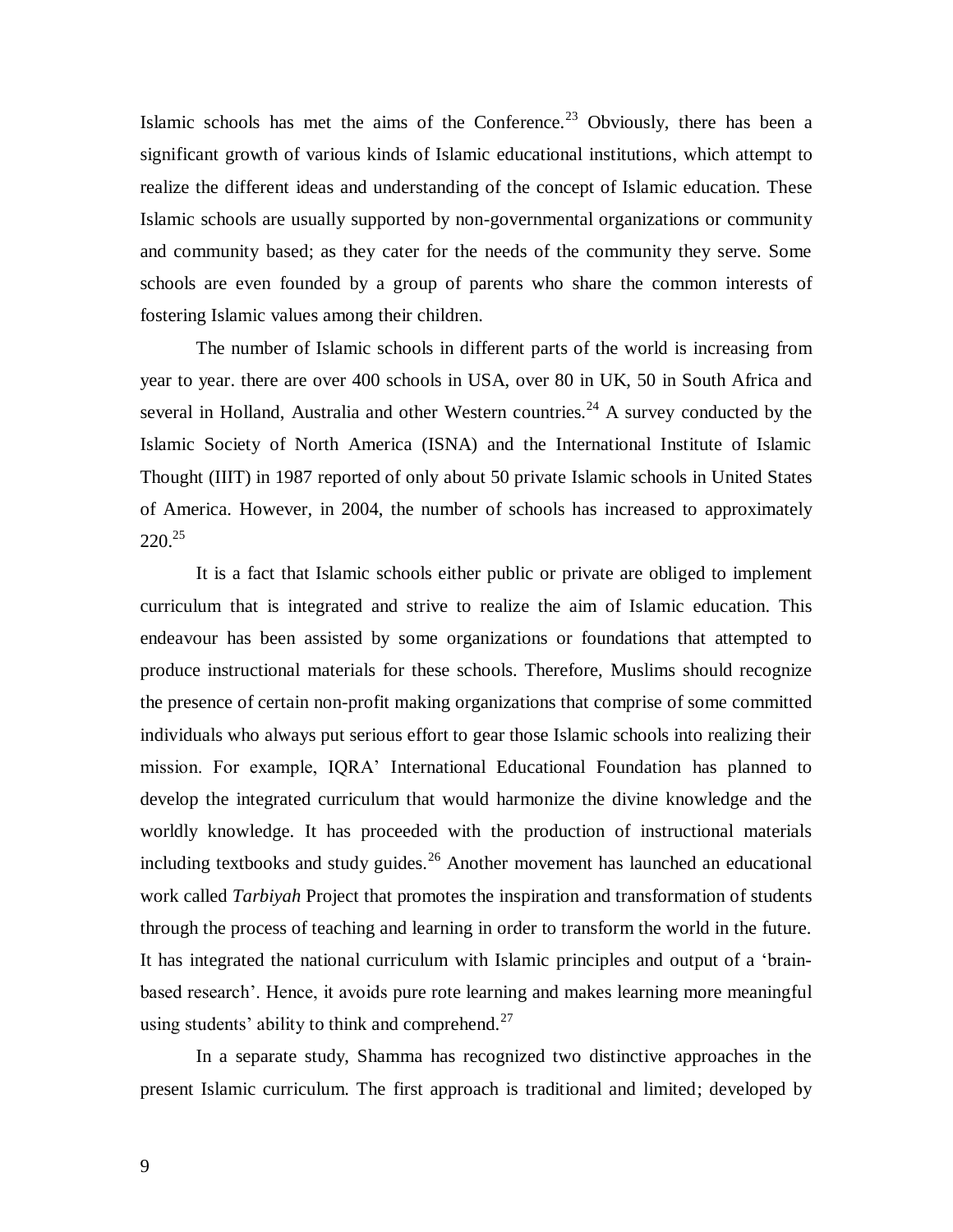Islamic schools has met the aims of the Conference.[23] Obviously, there has been a significant growth of various kinds of Islamic educational institutions, which attempt to realize the different ideas and understanding of the concept of Islamic education. These Islamic schools are usually supported by non-governmental organizations or community and community based; as they cater for the needs of the community they serve. Some schools are even founded by a group of parents who share the common interests of fostering Islamic values among their children.

The number of Islamic schools in different parts of the world is increasing from year to year. there are over 400 schools in USA, over 80 in UK, 50 in South Africa and several in Holland, Australia and other Western countries.[24] A survey conducted by the Islamic Society of North America (ISNA) and the International Institute of Islamic Thought (IIIT) in 1987 reported of only about 50 private Islamic schools in United States of America. However, in 2004, the number of schools has increased to approximately 220.[25]

It is a fact that Islamic schools either public or private are obliged to implement curriculum that is integrated and strive to realize the aim of Islamic education. This endeavour has been assisted by some organizations or foundations that attempted to produce instructional materials for these schools. Therefore, Muslims should recognize the presence of certain non-profit making organizations that comprise of some committed individuals who always put serious effort to gear those Islamic schools into realizing their mission. For example, IQRA' International Educational Foundation has planned to develop the integrated curriculum that would harmonize the divine knowledge and the worldly knowledge. It has proceeded with the production of instructional materials including textbooks and study guides.[26] Another movement has launched an educational work called *Tarbiyah* Project that promotes the inspiration and transformation of students through the process of teaching and learning in order to transform the world in the future. It has integrated the national curriculum with Islamic principles and output of a 'brain-based research'. Hence, it avoids pure rote learning and makes learning more meaningful using students' ability to think and comprehend.[27]

In a separate study, Shamma has recognized two distinctive approaches in the present Islamic curriculum. The first approach is traditional and limited; developed by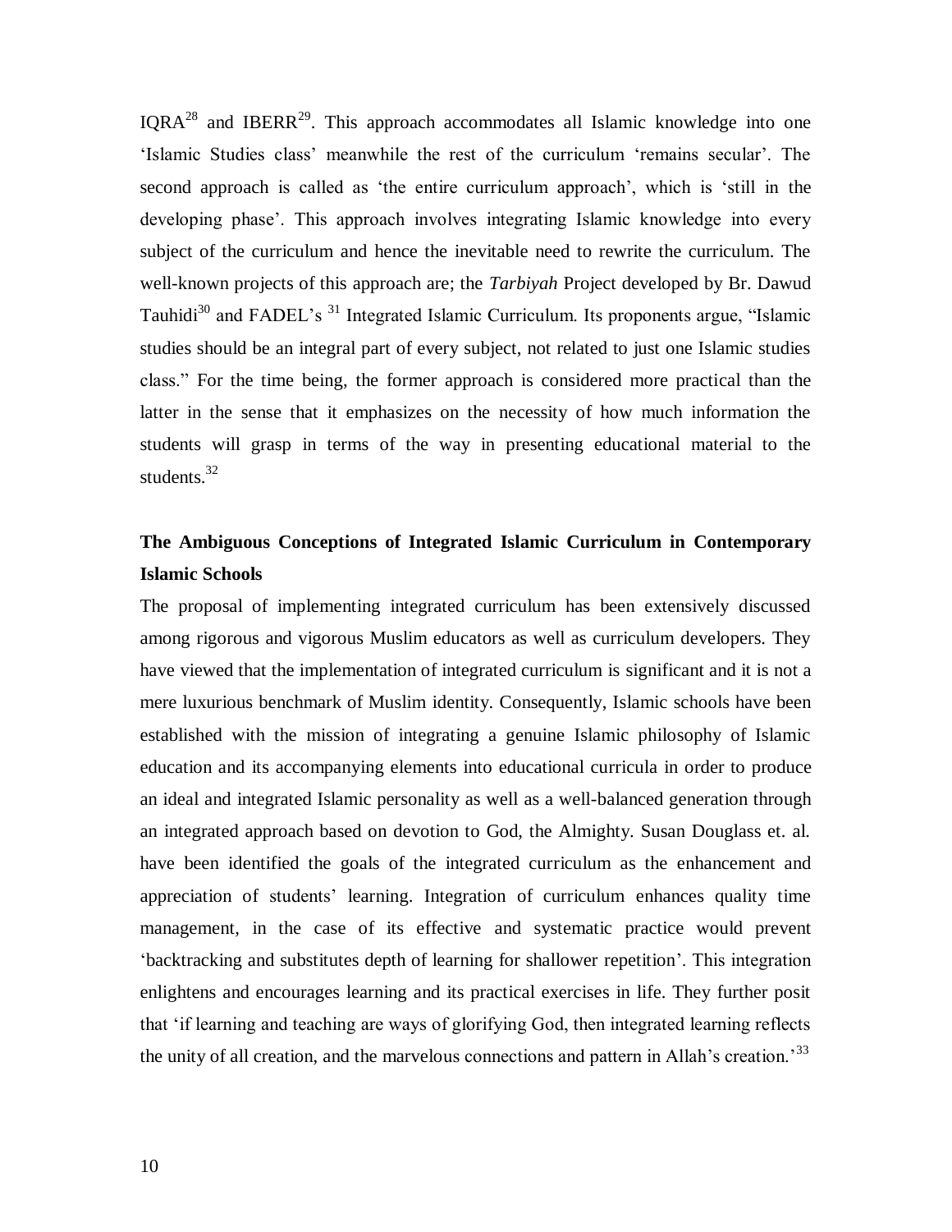IQRA[28] and IBERR[29]. This approach accommodates all Islamic knowledge into one 'Islamic Studies class' meanwhile the rest of the curriculum 'remains secular'. The second approach is called as 'the entire curriculum approach', which is 'still in the developing phase'. This approach involves integrating Islamic knowledge into every subject of the curriculum and hence the inevitable need to rewrite the curriculum. The well-known projects of this approach are; the *Tarbiyah* Project developed by Br. Dawud Tauhidi[30] and FADEL's [31] Integrated Islamic Curriculum. Its proponents argue, "Islamic studies should be an integral part of every subject, not related to just one Islamic studies class." For the time being, the former approach is considered more practical than the latter in the sense that it emphasizes on the necessity of how much information the students will grasp in terms of the way in presenting educational material to the students.[32]

## The Ambiguous Conceptions of Integrated Islamic Curriculum in Contemporary Islamic Schools

The proposal of implementing integrated curriculum has been extensively discussed among rigorous and vigorous Muslim educators as well as curriculum developers. They have viewed that the implementation of integrated curriculum is significant and it is not a mere luxurious benchmark of Muslim identity. Consequently, Islamic schools have been established with the mission of integrating a genuine Islamic philosophy of Islamic education and its accompanying elements into educational curricula in order to produce an ideal and integrated Islamic personality as well as a well-balanced generation through an integrated approach based on devotion to God, the Almighty. Susan Douglass et. al. have been identified the goals of the integrated curriculum as the enhancement and appreciation of students' learning. Integration of curriculum enhances quality time management, in the case of its effective and systematic practice would prevent 'backtracking and substitutes depth of learning for shallower repetition'. This integration enlightens and encourages learning and its practical exercises in life. They further posit that 'if learning and teaching are ways of glorifying God, then integrated learning reflects the unity of all creation, and the marvelous connections and pattern in Allah's creation.'[33]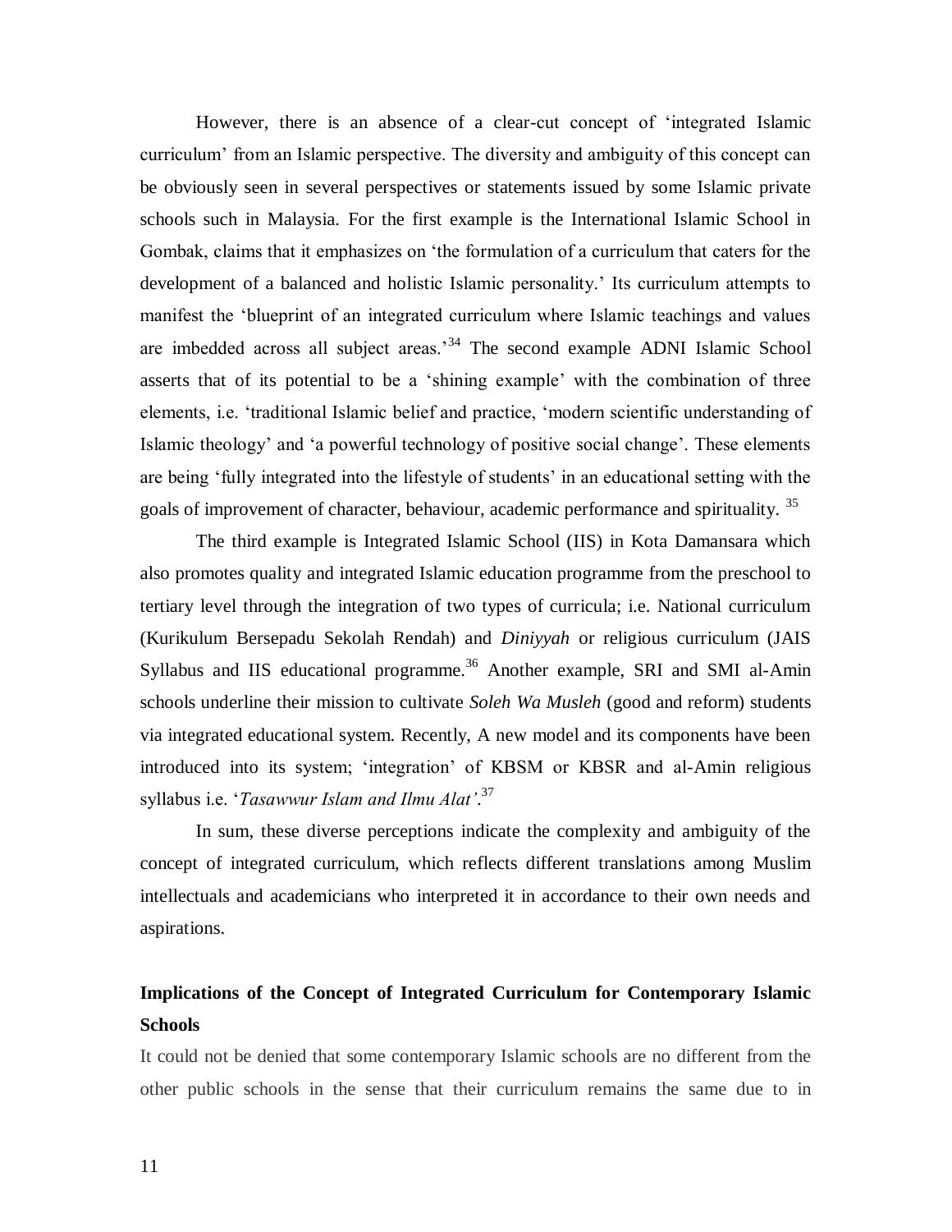However, there is an absence of a clear-cut concept of 'integrated Islamic curriculum' from an Islamic perspective. The diversity and ambiguity of this concept can be obviously seen in several perspectives or statements issued by some Islamic private schools such in Malaysia. For the first example is the International Islamic School in Gombak, claims that it emphasizes on 'the formulation of a curriculum that caters for the development of a balanced and holistic Islamic personality.' Its curriculum attempts to manifest the 'blueprint of an integrated curriculum where Islamic teachings and values are imbedded across all subject areas.'[34] The second example ADNI Islamic School asserts that of its potential to be a 'shining example' with the combination of three elements, i.e. 'traditional Islamic belief and practice, 'modern scientific understanding of Islamic theology' and 'a powerful technology of positive social change'. These elements are being 'fully integrated into the lifestyle of students' in an educational setting with the goals of improvement of character, behaviour, academic performance and spirituality. [35]

The third example is Integrated Islamic School (IIS) in Kota Damansara which also promotes quality and integrated Islamic education programme from the preschool to tertiary level through the integration of two types of curricula; i.e. National curriculum (Kurikulum Bersepadu Sekolah Rendah) and *Diniyyah* or religious curriculum (JAIS Syllabus and IIS educational programme.[36] Another example, SRI and SMI al-Amin schools underline their mission to cultivate *Soleh Wa Musleh* (good and reform) students via integrated educational system. Recently, A new model and its components have been introduced into its system; 'integration' of KBSM or KBSR and al-Amin religious syllabus i.e. '*Tasawwur Islam and Ilmu Alat'*.[37]

In sum, these diverse perceptions indicate the complexity and ambiguity of the concept of integrated curriculum, which reflects different translations among Muslim intellectuals and academicians who interpreted it in accordance to their own needs and aspirations.

## Implications of the Concept of Integrated Curriculum for Contemporary Islamic Schools

It could not be denied that some contemporary Islamic schools are no different from the other public schools in the sense that their curriculum remains the same due to in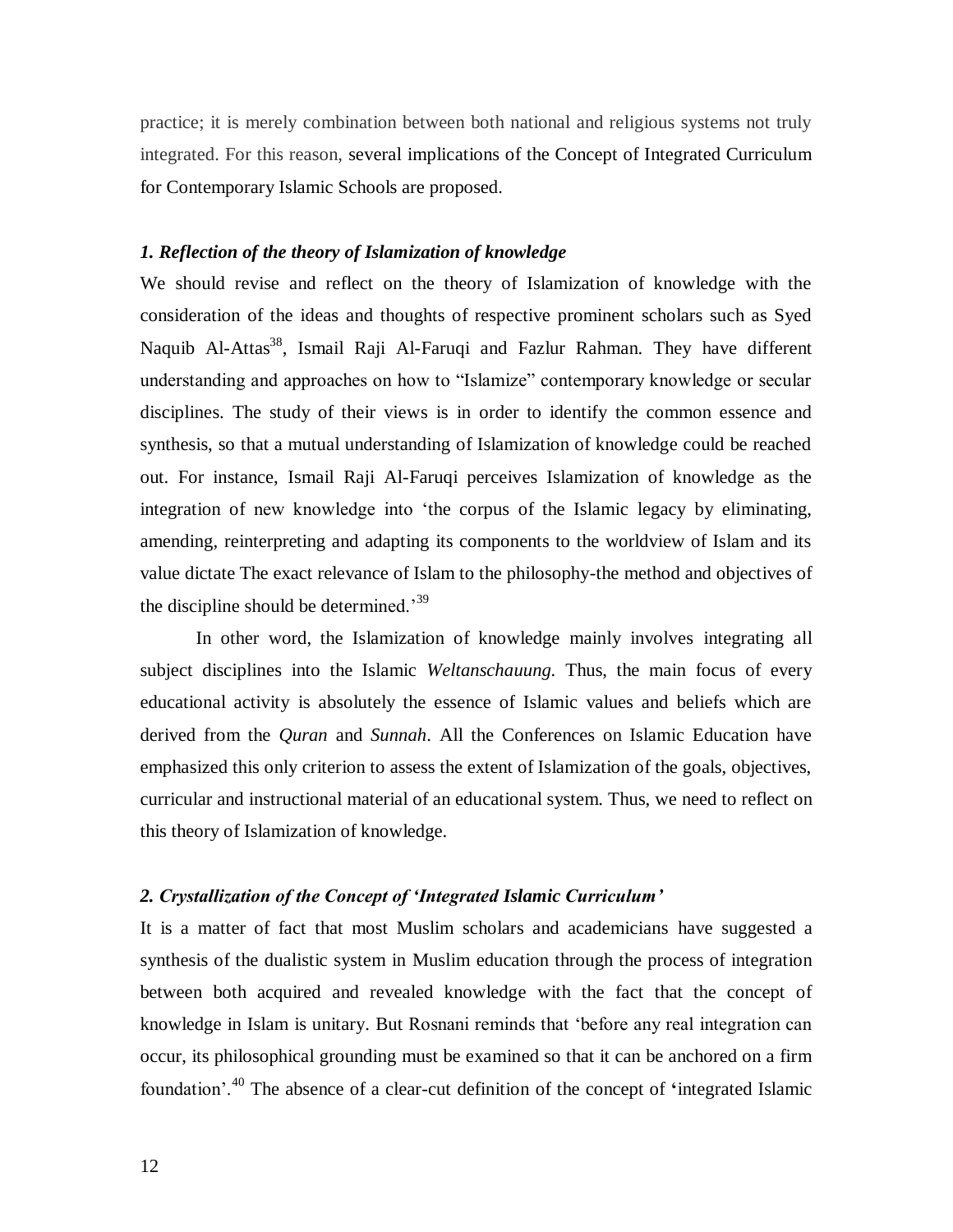practice; it is merely combination between both national and religious systems not truly integrated. For this reason, several implications of the Concept of Integrated Curriculum for Contemporary Islamic Schools are proposed.

### *1. Reflection of the theory of Islamization of knowledge*

We should revise and reflect on the theory of Islamization of knowledge with the consideration of the ideas and thoughts of respective prominent scholars such as Syed Naquib Al-Attas[38], Ismail Raji Al-Faruqi and Fazlur Rahman. They have different understanding and approaches on how to "Islamize" contemporary knowledge or secular disciplines. The study of their views is in order to identify the common essence and synthesis, so that a mutual understanding of Islamization of knowledge could be reached out. For instance, Ismail Raji Al-Faruqi perceives Islamization of knowledge as the integration of new knowledge into 'the corpus of the Islamic legacy by eliminating, amending, reinterpreting and adapting its components to the worldview of Islam and its value dictate The exact relevance of Islam to the philosophy-the method and objectives of the discipline should be determined.'[39]

In other word, the Islamization of knowledge mainly involves integrating all subject disciplines into the Islamic *Weltanschauung*. Thus, the main focus of every educational activity is absolutely the essence of Islamic values and beliefs which are derived from the *Quran* and *Sunnah*. All the Conferences on Islamic Education have emphasized this only criterion to assess the extent of Islamization of the goals, objectives, curricular and instructional material of an educational system. Thus, we need to reflect on this theory of Islamization of knowledge.

### *2. Crystallization of the Concept of 'Integrated Islamic Curriculum'*

It is a matter of fact that most Muslim scholars and academicians have suggested a synthesis of the dualistic system in Muslim education through the process of integration between both acquired and revealed knowledge with the fact that the concept of knowledge in Islam is unitary. But Rosnani reminds that 'before any real integration can occur, its philosophical grounding must be examined so that it can be anchored on a firm foundation'.[40] The absence of a clear-cut definition of the concept of 'integrated Islamic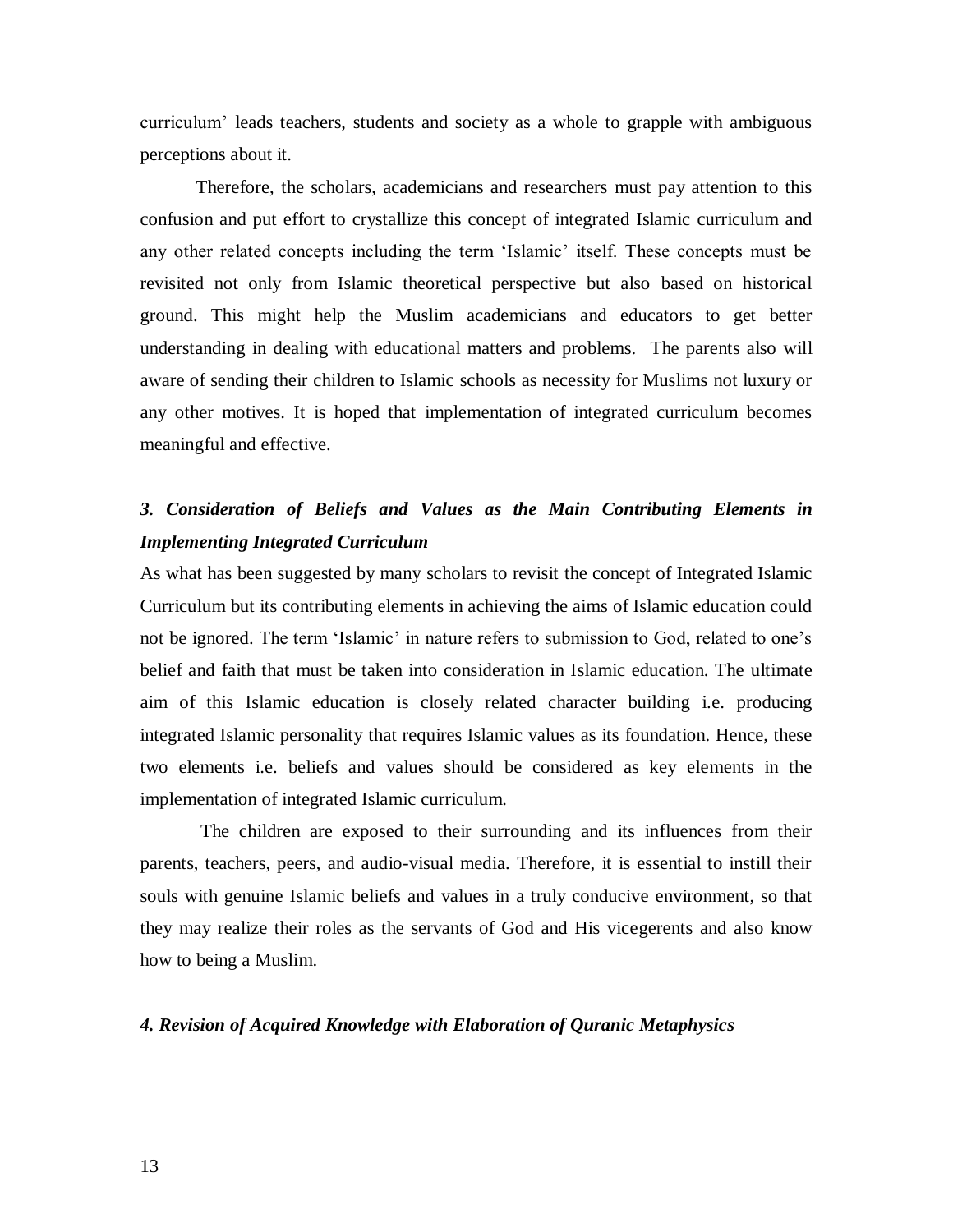curriculum' leads teachers, students and society as a whole to grapple with ambiguous perceptions about it.

Therefore, the scholars, academicians and researchers must pay attention to this confusion and put effort to crystallize this concept of integrated Islamic curriculum and any other related concepts including the term 'Islamic' itself. These concepts must be revisited not only from Islamic theoretical perspective but also based on historical ground. This might help the Muslim academicians and educators to get better understanding in dealing with educational matters and problems. The parents also will aware of sending their children to Islamic schools as necessity for Muslims not luxury or any other motives. It is hoped that implementation of integrated curriculum becomes meaningful and effective.

### *3. Consideration of Beliefs and Values as the Main Contributing Elements in Implementing Integrated Curriculum*

As what has been suggested by many scholars to revisit the concept of Integrated Islamic Curriculum but its contributing elements in achieving the aims of Islamic education could not be ignored. The term 'Islamic' in nature refers to submission to God, related to one's belief and faith that must be taken into consideration in Islamic education. The ultimate aim of this Islamic education is closely related character building i.e. producing integrated Islamic personality that requires Islamic values as its foundation. Hence, these two elements i.e. beliefs and values should be considered as key elements in the implementation of integrated Islamic curriculum.

The children are exposed to their surrounding and its influences from their parents, teachers, peers, and audio-visual media. Therefore, it is essential to instill their souls with genuine Islamic beliefs and values in a truly conducive environment, so that they may realize their roles as the servants of God and His vicegerents and also know how to being a Muslim.

### *4. Revision of Acquired Knowledge with Elaboration of Quranic Metaphysics*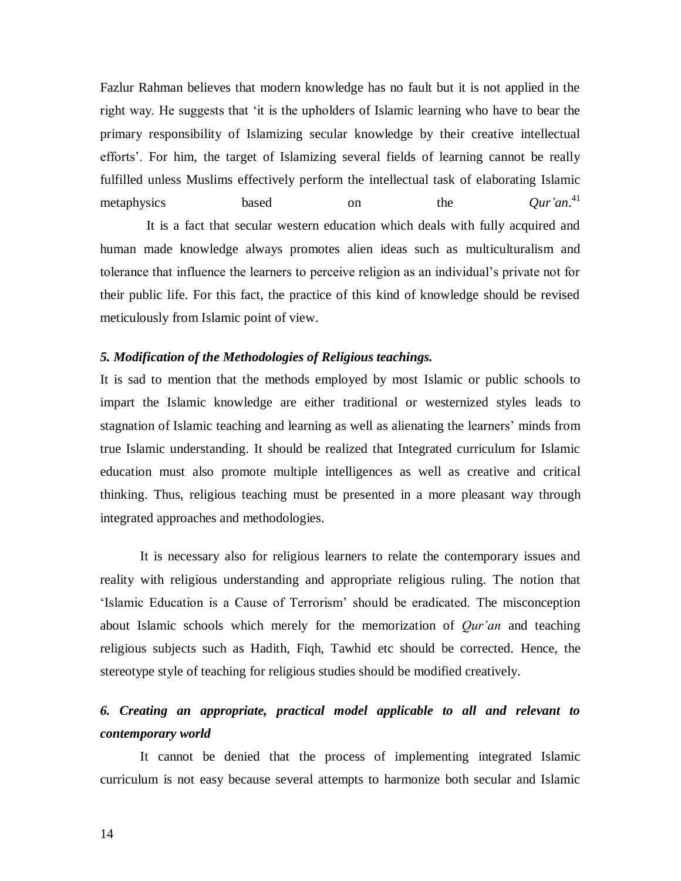Fazlur Rahman believes that modern knowledge has no fault but it is not applied in the right way. He suggests that 'it is the upholders of Islamic learning who have to bear the primary responsibility of Islamizing secular knowledge by their creative intellectual efforts'. For him, the target of Islamizing several fields of learning cannot be really fulfilled unless Muslims effectively perform the intellectual task of elaborating Islamic metaphysics based on the *Qur'an*.[41]

It is a fact that secular western education which deals with fully acquired and human made knowledge always promotes alien ideas such as multiculturalism and tolerance that influence the learners to perceive religion as an individual's private not for their public life. For this fact, the practice of this kind of knowledge should be revised meticulously from Islamic point of view.

### *5. Modification of the Methodologies of Religious teachings.*

It is sad to mention that the methods employed by most Islamic or public schools to impart the Islamic knowledge are either traditional or westernized styles leads to stagnation of Islamic teaching and learning as well as alienating the learners' minds from true Islamic understanding. It should be realized that Integrated curriculum for Islamic education must also promote multiple intelligences as well as creative and critical thinking. Thus, religious teaching must be presented in a more pleasant way through integrated approaches and methodologies.

It is necessary also for religious learners to relate the contemporary issues and reality with religious understanding and appropriate religious ruling. The notion that 'Islamic Education is a Cause of Terrorism' should be eradicated. The misconception about Islamic schools which merely for the memorization of *Qur'an* and teaching religious subjects such as Hadith, Fiqh, Tawhid etc should be corrected. Hence, the stereotype style of teaching for religious studies should be modified creatively.

### *6. Creating an appropriate, practical model applicable to all and relevant to contemporary world*

It cannot be denied that the process of implementing integrated Islamic curriculum is not easy because several attempts to harmonize both secular and Islamic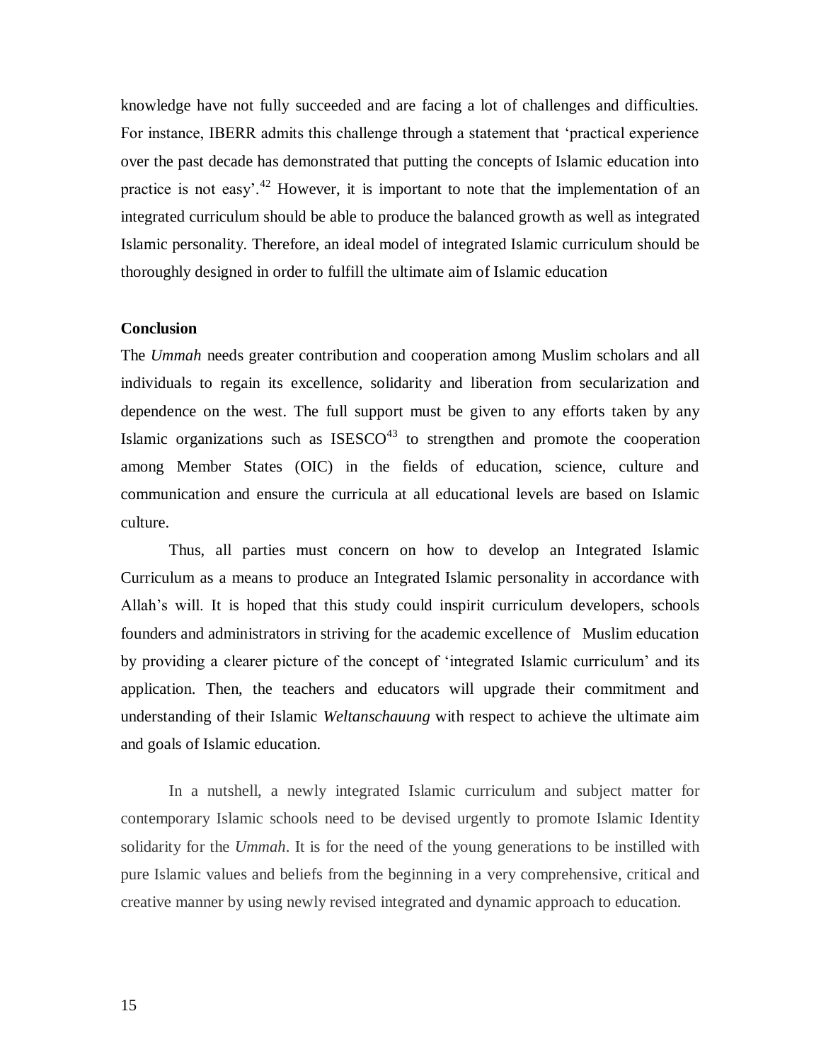knowledge have not fully succeeded and are facing a lot of challenges and difficulties. For instance, IBERR admits this challenge through a statement that 'practical experience over the past decade has demonstrated that putting the concepts of Islamic education into practice is not easy'.[42] However, it is important to note that the implementation of an integrated curriculum should be able to produce the balanced growth as well as integrated Islamic personality. Therefore, an ideal model of integrated Islamic curriculum should be thoroughly designed in order to fulfill the ultimate aim of Islamic education

**Conclusion**

The *Ummah* needs greater contribution and cooperation among Muslim scholars and all individuals to regain its excellence, solidarity and liberation from secularization and dependence on the west. The full support must be given to any efforts taken by any Islamic organizations such as ISESCO[43] to strengthen and promote the cooperation among Member States (OIC) in the fields of education, science, culture and communication and ensure the curricula at all educational levels are based on Islamic culture.

Thus, all parties must concern on how to develop an Integrated Islamic Curriculum as a means to produce an Integrated Islamic personality in accordance with Allah's will. It is hoped that this study could inspirit curriculum developers, schools founders and administrators in striving for the academic excellence of Muslim education by providing a clearer picture of the concept of 'integrated Islamic curriculum' and its application. Then, the teachers and educators will upgrade their commitment and understanding of their Islamic *Weltanschauung* with respect to achieve the ultimate aim and goals of Islamic education.

In a nutshell, a newly integrated Islamic curriculum and subject matter for contemporary Islamic schools need to be devised urgently to promote Islamic Identity solidarity for the *Ummah*. It is for the need of the young generations to be instilled with pure Islamic values and beliefs from the beginning in a very comprehensive, critical and creative manner by using newly revised integrated and dynamic approach to education.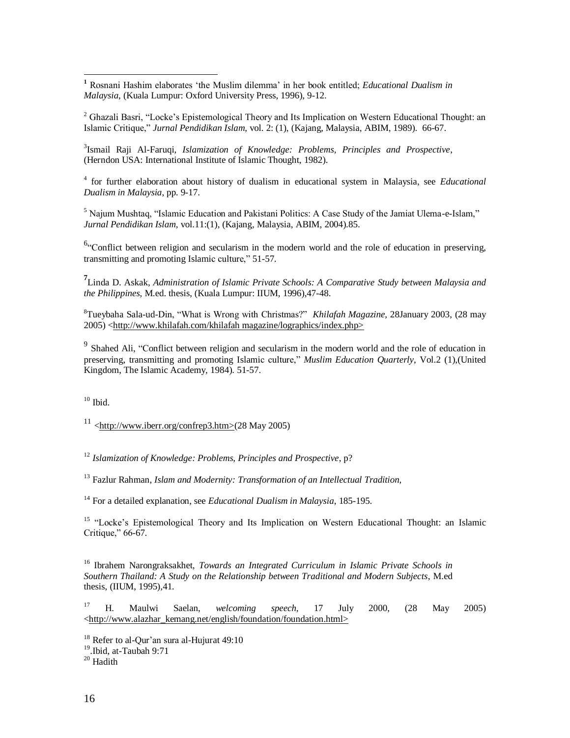[1] Rosnani Hashim elaborates 'the Muslim dilemma' in her book entitled; *Educational Dualism in Malaysia*, (Kuala Lumpur: Oxford University Press, 1996), 9-12.

[2] Ghazali Basri, "Locke's Epistemological Theory and Its Implication on Western Educational Thought: an Islamic Critique," *Jurnal Pendidikan Islam*, vol. 2: (1), (Kajang, Malaysia, ABIM, 1989). 66-67.

[3] Ismail Raji Al-Faruqi, *Islamization of Knowledge: Problems, Principles and Prospective*, (Herndon USA: International Institute of Islamic Thought, 1982).

[4] for further elaboration about history of dualism in educational system in Malaysia, see *Educational Dualism in Malaysia*, pp. 9-17.

[5] Najum Mushtaq, "Islamic Education and Pakistani Politics: A Case Study of the Jamiat Ulema-e-Islam," *Jurnal Pendidikan Islam*, vol.11:(1), (Kajang, Malaysia, ABIM, 2004).85.

[6] "Conflict between religion and secularism in the modern world and the role of education in preserving, transmitting and promoting Islamic culture," 51-57.

[7] Linda D. Askak, *Administration of Islamic Private Schools: A Comparative Study between Malaysia and the Philippines*, M.ed. thesis, (Kuala Lumpur: IIUM, 1996),47-48.

[8] Tueybaha Sala-ud-Din, "What is Wrong with Christmas?" *Khilafah Magazine*, 28January 2003, (28 may 2005) <http://www.khilafah.com/khilafah magazine/lographics/index.php>

[9] Shahed Ali, "Conflict between religion and secularism in the modern world and the role of education in preserving, transmitting and promoting Islamic culture," *Muslim Education Quarterly*, Vol.2 (1),(United Kingdom, The Islamic Academy, 1984). 51-57.

[10] Ibid.

[11] <http://www.iberr.org/confrep3.htm>(28 May 2005)

[12] *Islamization of Knowledge: Problems, Principles and Prospective*, p?

[13] Fazlur Rahman, *Islam and Modernity: Transformation of an Intellectual Tradition,*

[14] For a detailed explanation, see *Educational Dualism in Malaysia*, 185-195.

[15] "Locke's Epistemological Theory and Its Implication on Western Educational Thought: an Islamic Critique," 66-67.

[16] Ibrahem Narongraksakhet, *Towards an Integrated Curriculum in Islamic Private Schools in Southern Thailand: A Study on the Relationship between Traditional and Modern Subjects*, M.ed thesis, (IIUM, 1995),41.

[17] H. Maulwi Saelan, *welcoming speech,* 17 July 2000, (28 May 2005) <http://www.alazhar_kemang.net/english/foundation/foundation.html>

[18] Refer to al-Qur'an sura al-Hujurat 49:10

[19] .Ibid, at-Taubah 9:71

[20] Hadith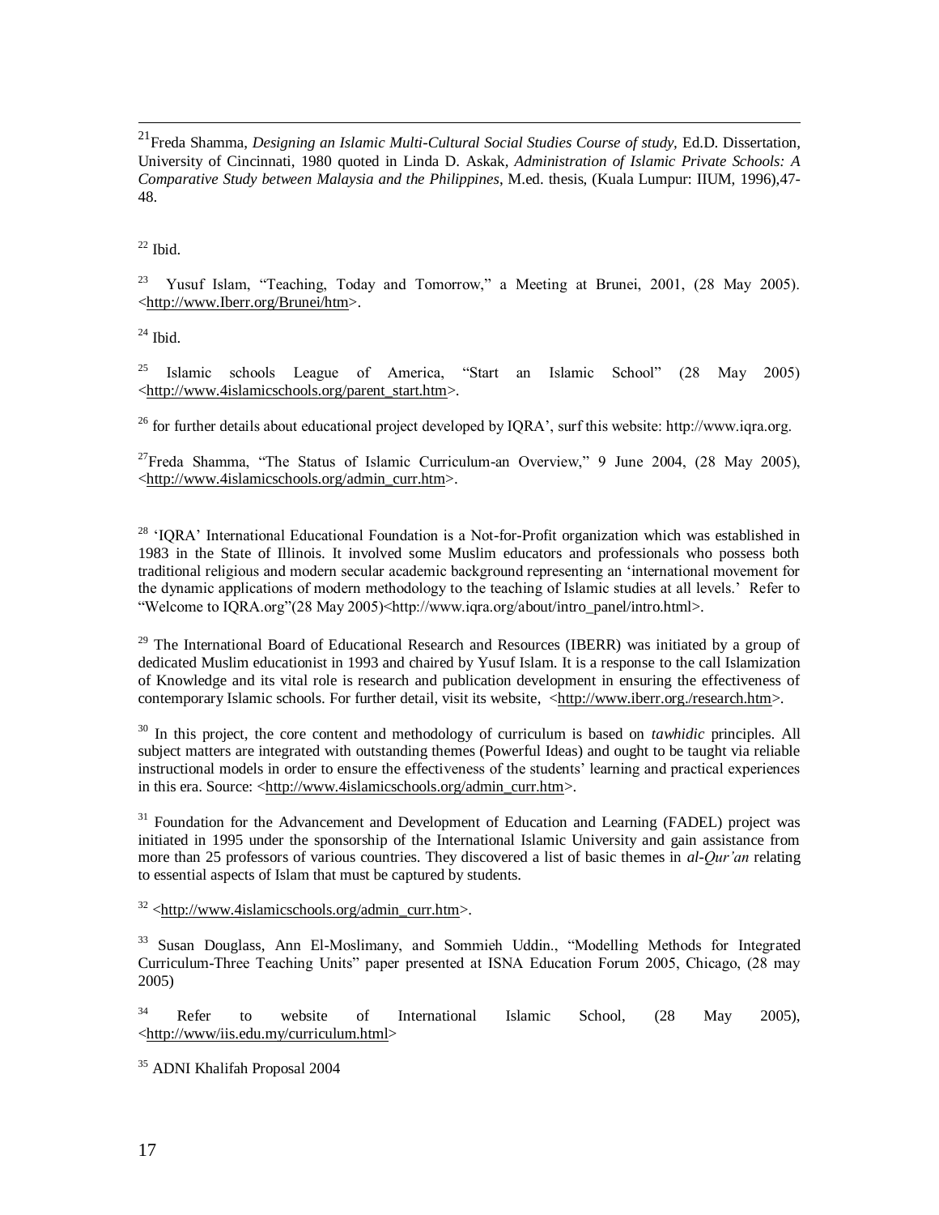[21]Freda Shamma, *Designing an Islamic Multi-Cultural Social Studies Course of study,* Ed.D. Dissertation, University of Cincinnati, 1980 quoted in Linda D. Askak, *Administration of Islamic Private Schools: A Comparative Study between Malaysia and the Philippines*, M.ed. thesis, (Kuala Lumpur: IIUM, 1996),47-48.

[22] Ibid.

[23] Yusuf Islam, "Teaching, Today and Tomorrow," a Meeting at Brunei, 2001, (28 May 2005). <http://www.Iberr.org/Brunei/htm>.

[24] Ibid.

[25] Islamic schools League of America, "Start an Islamic School" (28 May 2005) <http://www.4islamicschools.org/parent_start.htm>.

[26] for further details about educational project developed by IQRA', surf this website: http://www.iqra.org.

[27]Freda Shamma, "The Status of Islamic Curriculum-an Overview," 9 June 2004, (28 May 2005), <http://www.4islamicschools.org/admin_curr.htm>.

[28] 'IQRA' International Educational Foundation is a Not-for-Profit organization which was established in 1983 in the State of Illinois. It involved some Muslim educators and professionals who possess both traditional religious and modern secular academic background representing an 'international movement for the dynamic applications of modern methodology to the teaching of Islamic studies at all levels.' Refer to "Welcome to IQRA.org"(28 May 2005)<http://www.iqra.org/about/intro_panel/intro.html>.

[29] The International Board of Educational Research and Resources (IBERR) was initiated by a group of dedicated Muslim educationist in 1993 and chaired by Yusuf Islam. It is a response to the call Islamization of Knowledge and its vital role is research and publication development in ensuring the effectiveness of contemporary Islamic schools. For further detail, visit its website, <http://www.iberr.org./research.htm>.

[30] In this project, the core content and methodology of curriculum is based on *tawhidic* principles. All subject matters are integrated with outstanding themes (Powerful Ideas) and ought to be taught via reliable instructional models in order to ensure the effectiveness of the students' learning and practical experiences in this era. Source: <http://www.4islamicschools.org/admin_curr.htm>.

[31] Foundation for the Advancement and Development of Education and Learning (FADEL) project was initiated in 1995 under the sponsorship of the International Islamic University and gain assistance from more than 25 professors of various countries. They discovered a list of basic themes in *al-Qur'an* relating to essential aspects of Islam that must be captured by students.

[32] <http://www.4islamicschools.org/admin_curr.htm>.

[33] Susan Douglass, Ann El-Moslimany, and Sommieh Uddin., "Modelling Methods for Integrated Curriculum-Three Teaching Units" paper presented at ISNA Education Forum 2005, Chicago, (28 may 2005)

[34] Refer to website of International Islamic School, (28 May 2005), <http://www/iis.edu.my/curriculum.html>

[35] ADNI Khalifah Proposal 2004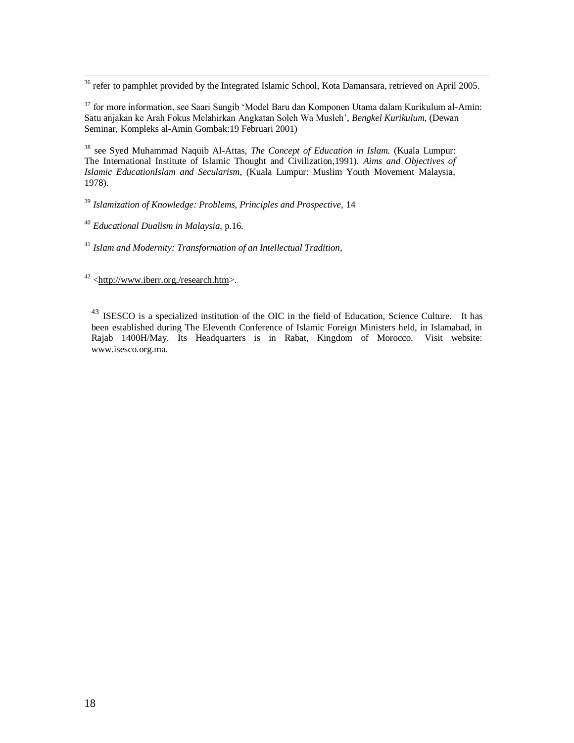[36] refer to pamphlet provided by the Integrated Islamic School, Kota Damansara, retrieved on April 2005.

[37] for more information, see Saari Sungib 'Model Baru dan Komponen Utama dalam Kurikulum al-Amin: Satu anjakan ke Arah Fokus Melahirkan Angkatan Soleh Wa Musleh', *Bengkel Kurikulum*, (Dewan Seminar, Kompleks al-Amin Gombak:19 Februari 2001)

[38] see Syed Muhammad Naquib Al-Attas, *The Concept of Education in Islam.* (Kuala Lumpur: The International Institute of Islamic Thought and Civilization,1991). *Aims and Objectives of Islamic EducationIslam and Secularism*, (Kuala Lumpur: Muslim Youth Movement Malaysia, 1978).

[39] *Islamization of Knowledge: Problems, Principles and Prospective,* 14

[40] *Educational Dualism in Malaysia*, p.16.

[41] *Islam and Modernity: Transformation of an Intellectual Tradition*,

[42] <http://www.iberr.org./research.htm>.

[43] ISESCO is a specialized institution of the OIC in the field of Education, Science Culture. It has been established during The Eleventh Conference of Islamic Foreign Ministers held, in Islamabad, in Rajab 1400H/May. Its Headquarters is in Rabat, Kingdom of Morocco. Visit website: www.isesco.org.ma.